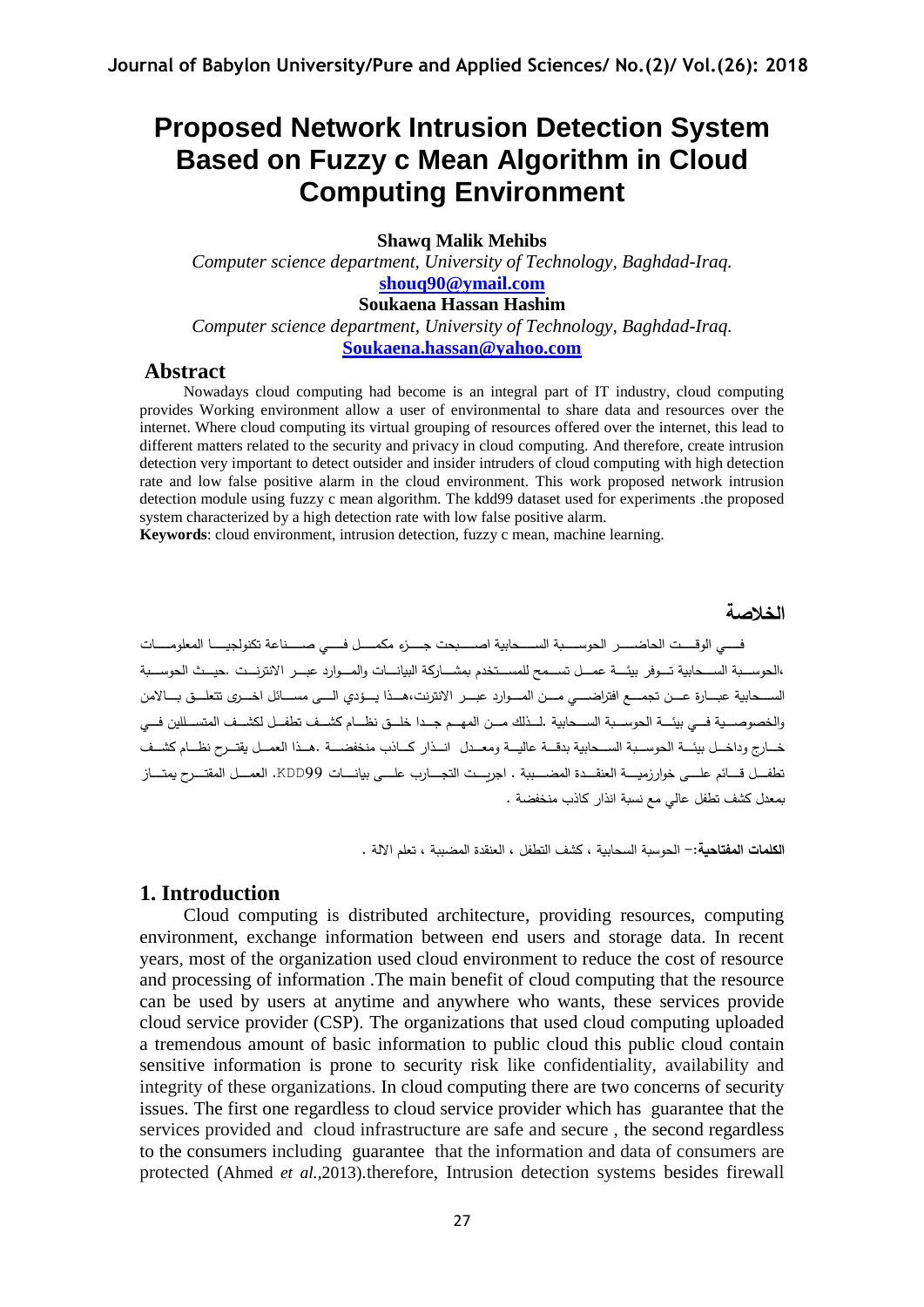# Proposed Network Intrusion Detection System Based on Fuzzy c Mean Algorithm in Cloud Computing Environment

**Shawq Malik Mehibs**

*Computer science department, University of Technology, Baghdad-Iraq.*

**shouq90@ymail.com**

**Soukaena Hassan Hashim**

*Computer science department, University of Technology, Baghdad-Iraq.*

**Soukaena.hassan@yahoo.com**

## Abstract

Nowadays cloud computing had become is an integral part of IT industry, cloud computing provides Working environment allow a user of environmental to share data and resources over the internet. Where cloud computing its virtual grouping of resources offered over the internet, this lead to different matters related to the security and privacy in cloud computing. And therefore, create intrusion detection very important to detect outsider and insider intruders of cloud computing with high detection rate and low false positive alarm in the cloud environment. This work proposed network intrusion detection module using fuzzy c mean algorithm. The kdd99 dataset used for experiments .the proposed system characterized by a high detection rate with low false positive alarm.

**Keywords**: cloud environment, intrusion detection, fuzzy c mean, machine learning.

## الخلاصة

في الوقت الحاضر الحوسبة السحابية اصبحت جزء مكمل في صناعة تكنولجيا المعلومات ،الحوسبة السحابية توفر بيئة عمل تسمح للمستخدم بمشاركة البيانات والموارد عبر الانترنت .حيث الحوسبة السحابية عبارة عن تجمع افتراضي من الموارد عبر الانترنت،هذا يؤدي الى مسائل اخرى تتعلق بالامن والخصوصية في بيئة الحوسبة السحابية .لذلك من المهم جدا خلق نظام كشف تطفل لكشف المتسللين في خارج وداخل بيئة الحوسبة السحابية بدقة عالية ومعدل انذار كاذب منخفضة .هذا العمل يقترح نظام كشف تطفل قائم على خوارزمية العنقدة المضببة . اجريت التجارب على بيانات KDD99. العمل المقترح يمتاز بمعدل كشف تطفل عالي مع نسبة انذار كاذب منخفضة .

**الكلمات المفتاحية:**– الحوسبة السحابية ، كشف التطفل ، العنقدة المضببة ، تعلم الالة .

## 1. Introduction

Cloud computing is distributed architecture, providing resources, computing environment, exchange information between end users and storage data. In recent years, most of the organization used cloud environment to reduce the cost of resource and processing of information .The main benefit of cloud computing that the resource can be used by users at anytime and anywhere who wants, these services provide cloud service provider (CSP). The organizations that used cloud computing uploaded a tremendous amount of basic information to public cloud this public cloud contain sensitive information is prone to security risk like confidentiality, availability and integrity of these organizations. In cloud computing there are two concerns of security issues. The first one regardless to cloud service provider which has guarantee that the services provided and cloud infrastructure are safe and secure , the second regardless to the consumers including guarantee that the information and data of consumers are protected (Ahmed *et al.*,2013).therefore, Intrusion detection systems besides firewall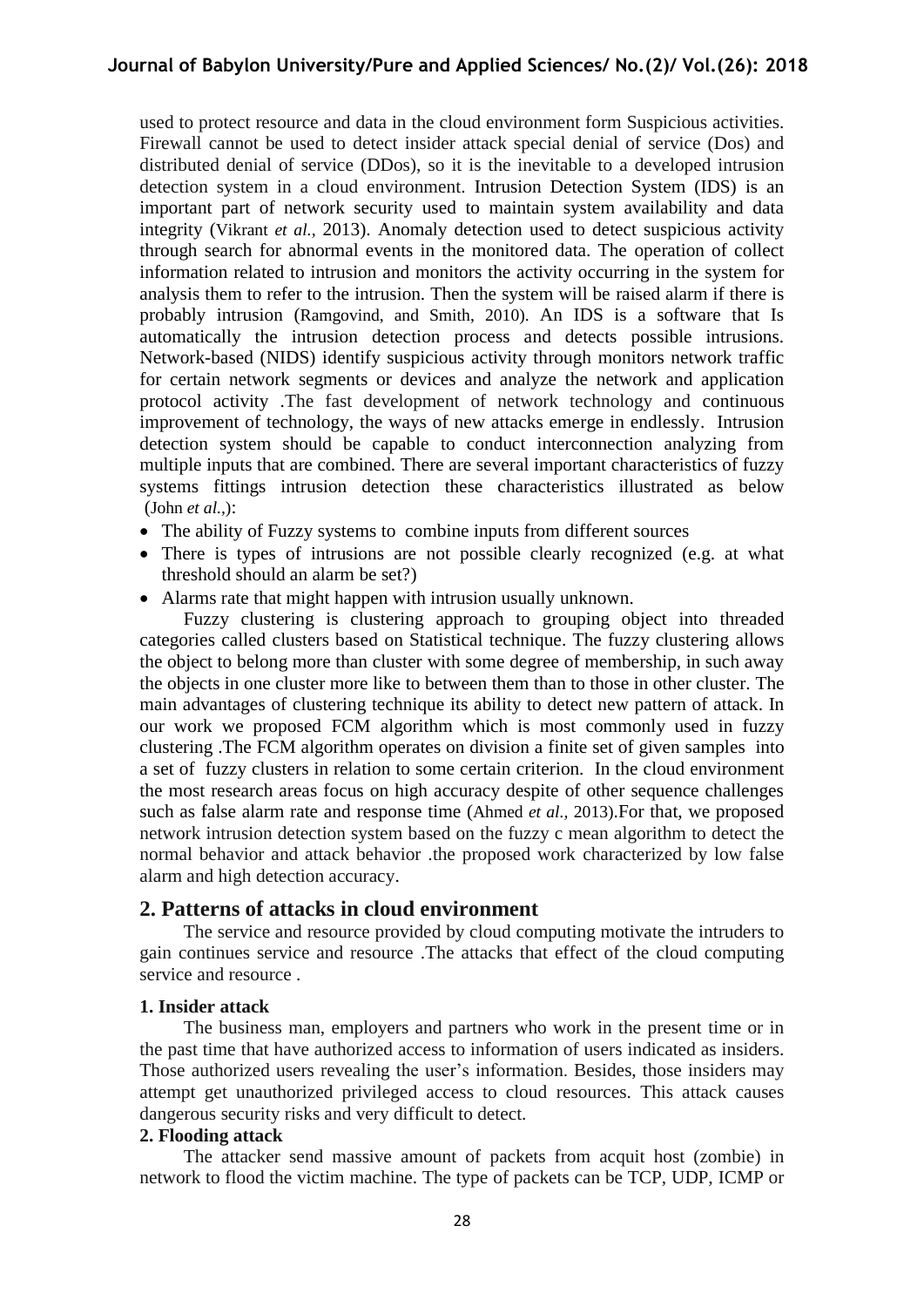used to protect resource and data in the cloud environment form Suspicious activities. Firewall cannot be used to detect insider attack special denial of service (Dos) and distributed denial of service (DDos), so it is the inevitable to a developed intrusion detection system in a cloud environment. Intrusion Detection System (IDS) is an important part of network security used to maintain system availability and data integrity (Vikrant *et al.,* 2013). Anomaly detection used to detect suspicious activity through search for abnormal events in the monitored data. The operation of collect information related to intrusion and monitors the activity occurring in the system for analysis them to refer to the intrusion. Then the system will be raised alarm if there is probably intrusion (Ramgovind, and Smith, 2010). An IDS is a software that Is automatically the intrusion detection process and detects possible intrusions. Network-based (NIDS) identify suspicious activity through monitors network traffic for certain network segments or devices and analyze the network and application protocol activity .The fast development of network technology and continuous improvement of technology, the ways of new attacks emerge in endlessly. Intrusion detection system should be capable to conduct interconnection analyzing from multiple inputs that are combined. There are several important characteristics of fuzzy systems fittings intrusion detection these characteristics illustrated as below (John *et al.,*):

- The ability of Fuzzy systems to combine inputs from different sources
- There is types of intrusions are not possible clearly recognized (e.g. at what threshold should an alarm be set?)
- Alarms rate that might happen with intrusion usually unknown.

Fuzzy clustering is clustering approach to grouping object into threaded categories called clusters based on Statistical technique. The fuzzy clustering allows the object to belong more than cluster with some degree of membership, in such away the objects in one cluster more like to between them than to those in other cluster. The main advantages of clustering technique its ability to detect new pattern of attack. In our work we proposed FCM algorithm which is most commonly used in fuzzy clustering .The FCM algorithm operates on division a finite set of given samples into a set of fuzzy clusters in relation to some certain criterion. In the cloud environment the most research areas focus on high accuracy despite of other sequence challenges such as false alarm rate and response time (Ahmed *et al.,* 2013).For that, we proposed network intrusion detection system based on the fuzzy c mean algorithm to detect the normal behavior and attack behavior .the proposed work characterized by low false alarm and high detection accuracy.

## 2. Patterns of attacks in cloud environment

The service and resource provided by cloud computing motivate the intruders to gain continues service and resource .The attacks that effect of the cloud computing service and resource .

**1. Insider attack**

The business man, employers and partners who work in the present time or in the past time that have authorized access to information of users indicated as insiders. Those authorized users revealing the user's information. Besides, those insiders may attempt get unauthorized privileged access to cloud resources. This attack causes dangerous security risks and very difficult to detect.

**2. Flooding attack**

The attacker send massive amount of packets from acquit host (zombie) in network to flood the victim machine. The type of packets can be TCP, UDP, ICMP or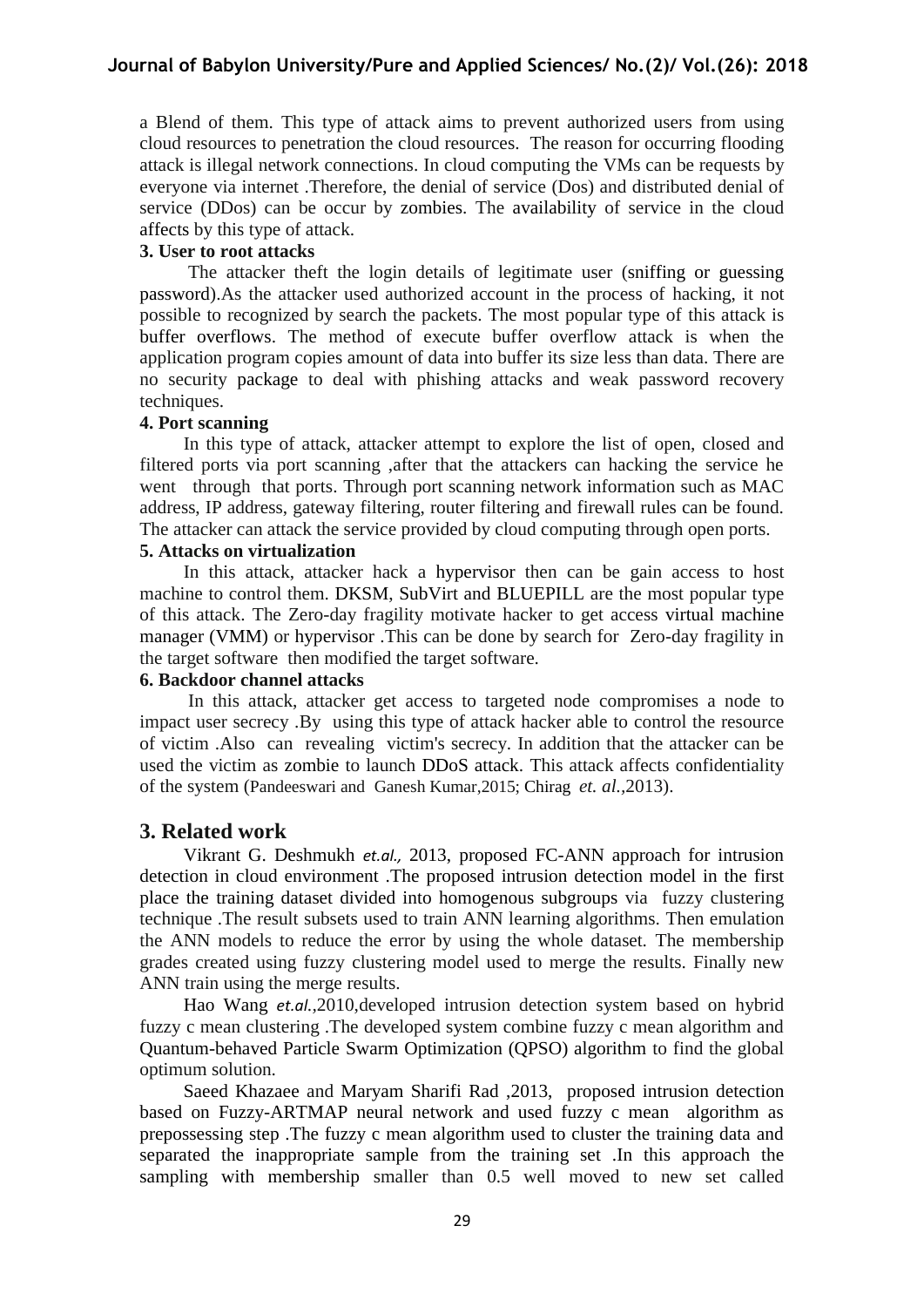a Blend of them. This type of attack aims to prevent authorized users from using cloud resources to penetration the cloud resources. The reason for occurring flooding attack is illegal network connections. In cloud computing the VMs can be requests by everyone via internet .Therefore, the denial of service (Dos) and distributed denial of service (DDos) can be occur by zombies. The availability of service in the cloud affects by this type of attack.

**3. User to root attacks**

The attacker theft the login details of legitimate user (sniffing or guessing password).As the attacker used authorized account in the process of hacking, it not possible to recognized by search the packets. The most popular type of this attack is buffer overflows. The method of execute buffer overflow attack is when the application program copies amount of data into buffer its size less than data. There are no security package to deal with phishing attacks and weak password recovery techniques.

**4. Port scanning**

In this type of attack, attacker attempt to explore the list of open, closed and filtered ports via port scanning ,after that the attackers can hacking the service he went through that ports. Through port scanning network information such as MAC address, IP address, gateway filtering, router filtering and firewall rules can be found. The attacker can attack the service provided by cloud computing through open ports.

**5. Attacks on virtualization**

In this attack, attacker hack a hypervisor then can be gain access to host machine to control them. DKSM, SubVirt and BLUEPILL are the most popular type of this attack. The Zero-day fragility motivate hacker to get access virtual machine manager (VMM) or hypervisor .This can be done by search for Zero-day fragility in the target software then modified the target software.

**6. Backdoor channel attacks**

In this attack, attacker get access to targeted node compromises a node to impact user secrecy .By using this type of attack hacker able to control the resource of victim .Also can revealing victim's secrecy. In addition that the attacker can be used the victim as zombie to launch DDoS attack. This attack affects confidentiality of the system (Pandeeswari and Ganesh Kumar,2015; Chirag *et. al.*,2013).

## 3. Related work

Vikrant G. Deshmukh *et.al.,* 2013, proposed FC-ANN approach for intrusion detection in cloud environment .The proposed intrusion detection model in the first place the training dataset divided into homogenous subgroups via fuzzy clustering technique .The result subsets used to train ANN learning algorithms. Then emulation the ANN models to reduce the error by using the whole dataset. The membership grades created using fuzzy clustering model used to merge the results. Finally new ANN train using the merge results.

Hao Wang *et.al.*,2010,developed intrusion detection system based on hybrid fuzzy c mean clustering .The developed system combine fuzzy c mean algorithm and Quantum-behaved Particle Swarm Optimization (QPSO) algorithm to find the global optimum solution.

Saeed Khazaee and Maryam Sharifi Rad ,2013, proposed intrusion detection based on Fuzzy-ARTMAP neural network and used fuzzy c mean algorithm as prepossessing step .The fuzzy c mean algorithm used to cluster the training data and separated the inappropriate sample from the training set .In this approach the sampling with membership smaller than 0.5 well moved to new set called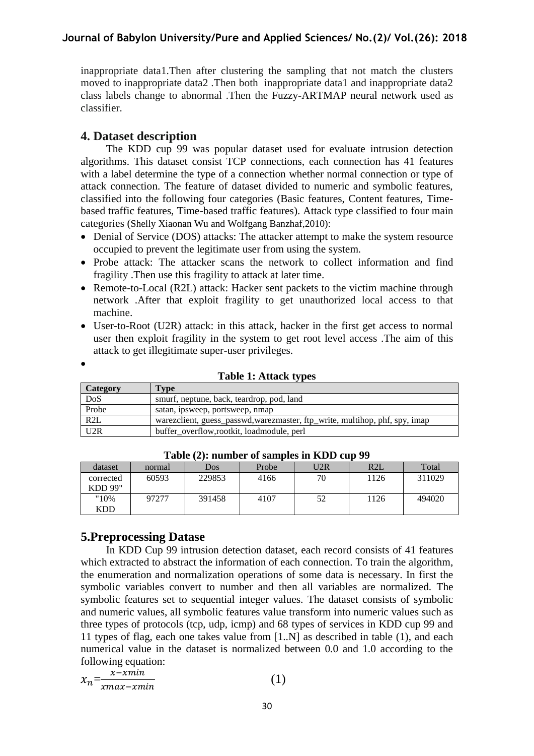inappropriate data1.Then after clustering the sampling that not match the clusters moved to inappropriate data2 .Then both inappropriate data1 and inappropriate data2 class labels change to abnormal .Then the Fuzzy-ARTMAP neural network used as classifier.

## 4. Dataset description

The KDD cup 99 was popular dataset used for evaluate intrusion detection algorithms. This dataset consist TCP connections, each connection has 41 features with a label determine the type of a connection whether normal connection or type of attack connection. The feature of dataset divided to numeric and symbolic features, classified into the following four categories (Basic features, Content features, Time-based traffic features, Time-based traffic features). Attack type classified to four main categories (Shelly Xiaonan Wu and Wolfgang Banzhaf,2010):

- Denial of Service (DOS) attacks: The attacker attempt to make the system resource occupied to prevent the legitimate user from using the system.
- Probe attack: The attacker scans the network to collect information and find fragility .Then use this fragility to attack at later time.
- Remote-to-Local (R2L) attack: Hacker sent packets to the victim machine through network .After that exploit fragility to get unauthorized local access to that machine.
- User-to-Root (U2R) attack: in this attack, hacker in the first get access to normal user then exploit fragility in the system to get root level access .The aim of this attack to get illegitimate super-user privileges.

**Table 1: Attack types**

| Category | Type |
|---|---|
| DoS | smurf, neptune, back, teardrop, pod, land |
| Probe | satan, ipsweep, portsweep, nmap |
| R2L | warezclient, guess_passwd,warezmaster, ftp_write, multihop, phf, spy, imap |
| U2R | buffer_overflow,rootkit, loadmodule, perl |

**Table (2): number of samples in KDD cup 99**

| dataset | normal | Dos | Probe | U2R | R2L | Total |
|---|---|---|---|---|---|---|
| corrected KDD 99" | 60593 | 229853 | 4166 | 70 | 1126 | 311029 |
| "10% KDD | 97277 | 391458 | 4107 | 52 | 1126 | 494020 |

## 5.Preprocessing Datase

In KDD Cup 99 intrusion detection dataset, each record consists of 41 features which extracted to abstract the information of each connection. To train the algorithm, the enumeration and normalization operations of some data is necessary. In first the symbolic variables convert to number and then all variables are normalized. The symbolic features set to sequential integer values. The dataset consists of symbolic and numeric values, all symbolic features value transform into numeric values such as three types of protocols (tcp, udp, icmp) and 68 types of services in KDD cup 99 and 11 types of flag, each one takes value from [1..N] as described in table (1), and each numerical value in the dataset is normalized between 0.0 and 1.0 according to the following equation:

$$x_n = \frac{x - xmin}{xmax - xmin} \qquad (1)$$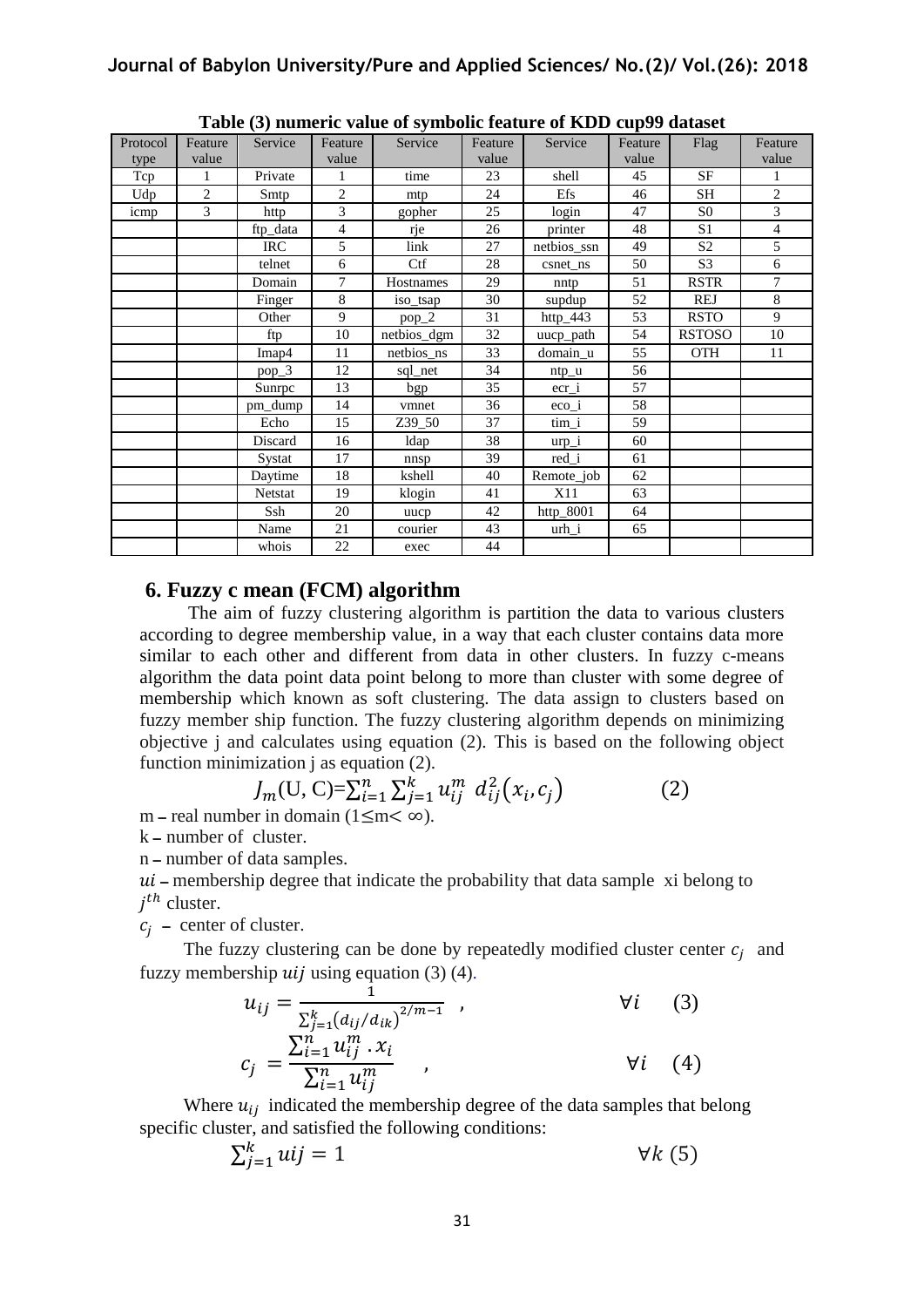**Table (3) numeric value of symbolic feature of KDD cup99 dataset**

| Protocol type | Feature value | Service | Feature value | Service | Feature value | Service | Feature value | Flag | Feature value |
|---|---|---|---|---|---|---|---|---|---|
| Tcp | 1 | Private | 1 | time | 23 | shell | 45 | SF | 1 |
| Udp | 2 | Smtp | 2 | mtp | 24 | Efs | 46 | SH | 2 |
| icmp | 3 | http | 3 | gopher | 25 | login | 47 | S0 | 3 |
| | | ftp_data | 4 | rje | 26 | printer | 48 | S1 | 4 |
| | | IRC | 5 | link | 27 | netbios_ssn | 49 | S2 | 5 |
| | | telnet | 6 | Ctf | 28 | csnet_ns | 50 | S3 | 6 |
| | | Domain | 7 | Hostnames | 29 | nntp | 51 | RSTR | 7 |
| | | Finger | 8 | iso_tsap | 30 | supdup | 52 | REJ | 8 |
| | | Other | 9 | pop_2 | 31 | http_443 | 53 | RSTO | 9 |
| | | ftp | 10 | netbios_dgm | 32 | uucp_path | 54 | RSTOSO | 10 |
| | | Imap4 | 11 | netbios_ns | 33 | domain_u | 55 | OTH | 11 |
| | | pop_3 | 12 | sql_net | 34 | ntp_u | 56 | | |
| | | Sunrpc | 13 | bgp | 35 | ecr_i | 57 | | |
| | | pm_dump | 14 | vmnet | 36 | eco_i | 58 | | |
| | | Echo | 15 | Z39_50 | 37 | tim_i | 59 | | |
| | | Discard | 16 | ldap | 38 | urp_i | 60 | | |
| | | Systat | 17 | nnsp | 39 | red_i | 61 | | |
| | | Daytime | 18 | kshell | 40 | Remote_job | 62 | | |
| | | Netstat | 19 | klogin | 41 | X11 | 63 | | |
| | | Ssh | 20 | uucp | 42 | http_8001 | 64 | | |
| | | Name | 21 | courier | 43 | urh_i | 65 | | |
| | | whois | 22 | exec | 44 | | | | |

## 6. Fuzzy c mean (FCM) algorithm

The aim of fuzzy clustering algorithm is partition the data to various clusters according to degree membership value, in a way that each cluster contains data more similar to each other and different from data in other clusters. In fuzzy c-means algorithm the data point data point belong to more than cluster with some degree of membership which known as soft clustering. The data assign to clusters based on fuzzy member ship function. The fuzzy clustering algorithm depends on minimizing objective j and calculates using equation (2). This is based on the following object function minimization j as equation (2).

$$J_m(\text{U, C})=\sum_{i=1}^{n}\sum_{j=1}^{k} u_{ij}^{m}\ d_{ij}^{2}\left(x_i, c_j\right) \qquad (2)$$

m – real number in domain (1≤m< ∞).

k – number of cluster.

n – number of data samples.

$ui$ – membership degree that indicate the probability that data sample xi belong to $j^{th}$ cluster.

$c_j$ – center of cluster.

The fuzzy clustering can be done by repeatedly modified cluster center $c_j$ and fuzzy membership $uij$ using equation (3) (4).

$$u_{ij} = \frac{1}{\sum_{j=1}^{k}\left(d_{ij}/d_{ik}\right)^{2/m-1}} \quad , \qquad \forall i \quad (3)$$

$$c_j = \frac{\sum_{i=1}^{n} u_{ij}^{m} \, .x_i}{\sum_{i=1}^{n} u_{ij}^{m}} \quad , \qquad \forall i \quad (4)$$

Where $u_{ij}$ indicated the membership degree of the data samples that belong specific cluster, and satisfied the following conditions:

$$\sum_{j=1}^{k} uij = 1 \qquad \forall k \ (5)$$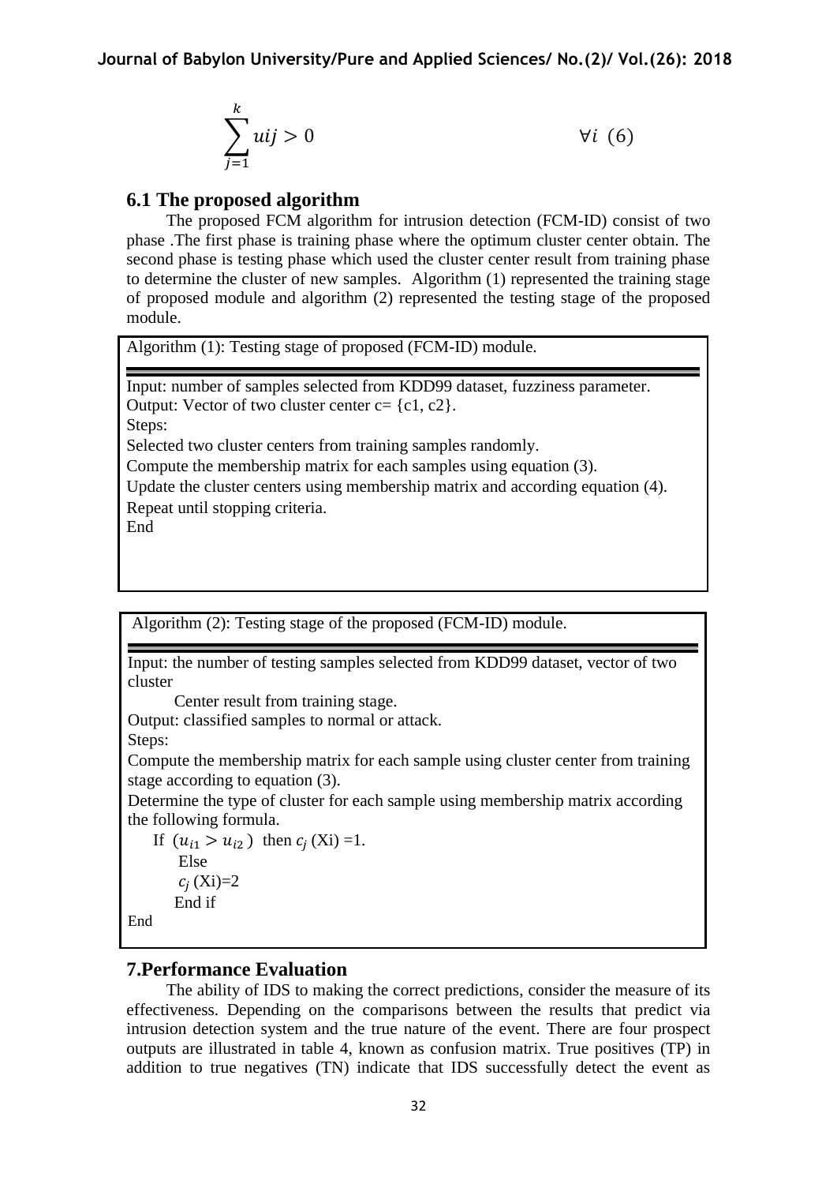$$\sum_{j=1}^{k} uij > 0 \qquad \forall i \ (6)$$

### 6.1 The proposed algorithm

The proposed FCM algorithm for intrusion detection (FCM-ID) consist of two phase .The first phase is training phase where the optimum cluster center obtain. The second phase is testing phase which used the cluster center result from training phase to determine the cluster of new samples. Algorithm (1) represented the training stage of proposed module and algorithm (2) represented the testing stage of the proposed module.

Algorithm (1): Testing stage of proposed (FCM-ID) module.

Input: number of samples selected from KDD99 dataset, fuzziness parameter.
Output: Vector of two cluster center c= {c1, c2}.
Steps:
Selected two cluster centers from training samples randomly.
Compute the membership matrix for each samples using equation (3).
Update the cluster centers using membership matrix and according equation (4).
Repeat until stopping criteria.
End

Algorithm (2): Testing stage of the proposed (FCM-ID) module.

Input: the number of testing samples selected from KDD99 dataset, vector of two cluster
Center result from training stage.
Output: classified samples to normal or attack.
Steps:
Compute the membership matrix for each sample using cluster center from training stage according to equation (3).
Determine the type of cluster for each sample using membership matrix according the following formula.
If $(u_{i1} > u_{i2})$ then $c_j$ (Xi) =1.
Else
$c_j$ (Xi)=2
End if
End

## 7.Performance Evaluation

The ability of IDS to making the correct predictions, consider the measure of its effectiveness. Depending on the comparisons between the results that predict via intrusion detection system and the true nature of the event. There are four prospect outputs are illustrated in table 4, known as confusion matrix. True positives (TP) in addition to true negatives (TN) indicate that IDS successfully detect the event as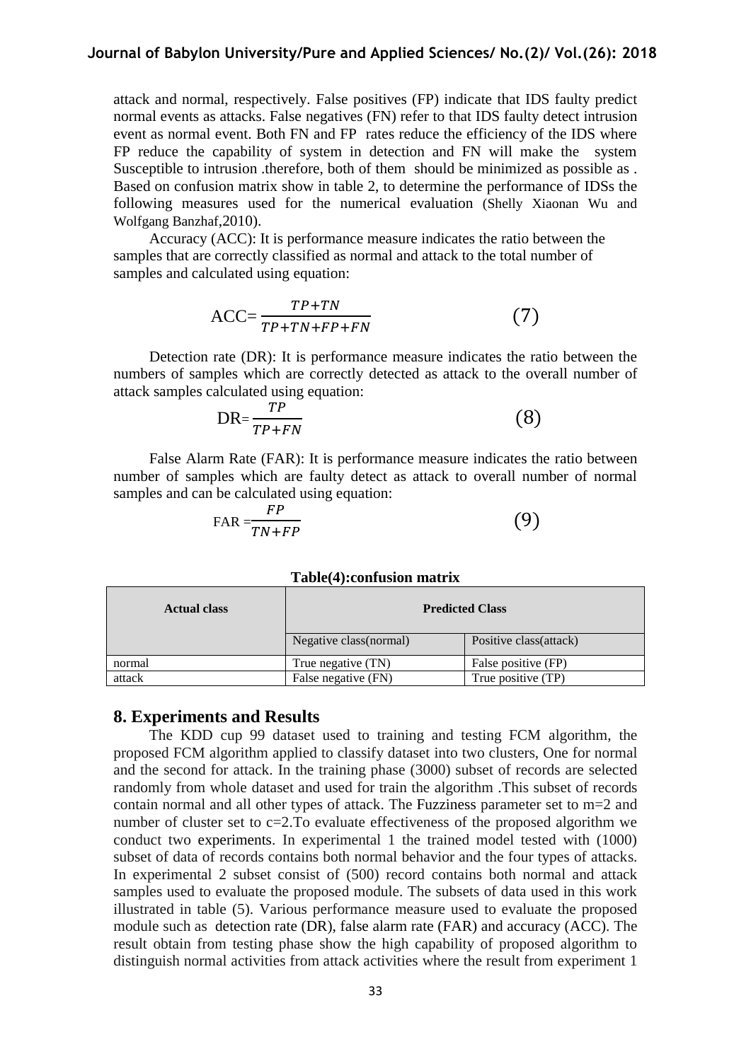attack and normal, respectively. False positives (FP) indicate that IDS faulty predict normal events as attacks. False negatives (FN) refer to that IDS faulty detect intrusion event as normal event. Both FN and FP rates reduce the efficiency of the IDS where FP reduce the capability of system in detection and FN will make the system Susceptible to intrusion .therefore, both of them should be minimized as possible as . Based on confusion matrix show in table 2, to determine the performance of IDSs the following measures used for the numerical evaluation (Shelly Xiaonan Wu and Wolfgang Banzhaf,2010).

Accuracy (ACC): It is performance measure indicates the ratio between the samples that are correctly classified as normal and attack to the total number of samples and calculated using equation:

$$\text{ACC}=\frac{TP+TN}{TP+TN+FP+FN} \qquad (7)$$

Detection rate (DR): It is performance measure indicates the ratio between the numbers of samples which are correctly detected as attack to the overall number of attack samples calculated using equation:

$$\text{DR}=\frac{TP}{TP+FN} \qquad (8)$$

False Alarm Rate (FAR): It is performance measure indicates the ratio between number of samples which are faulty detect as attack to overall number of normal samples and can be calculated using equation:

$$\text{FAR}=\frac{FP}{TN+FP} \qquad (9)$$

**Table(4):confusion matrix**

| Actual class | Predicted Class | |
|---|---|---|
| | Negative class(normal) | Positive class(attack) |
| normal | True negative (TN) | False positive (FP) |
| attack | False negative (FN) | True positive (TP) |

## 8. Experiments and Results

The KDD cup 99 dataset used to training and testing FCM algorithm, the proposed FCM algorithm applied to classify dataset into two clusters, One for normal and the second for attack. In the training phase (3000) subset of records are selected randomly from whole dataset and used for train the algorithm .This subset of records contain normal and all other types of attack. The Fuzziness parameter set to m=2 and number of cluster set to c=2.To evaluate effectiveness of the proposed algorithm we conduct two experiments. In experimental 1 the trained model tested with (1000) subset of data of records contains both normal behavior and the four types of attacks. In experimental 2 subset consist of (500) record contains both normal and attack samples used to evaluate the proposed module. The subsets of data used in this work illustrated in table (5). Various performance measure used to evaluate the proposed module such as detection rate (DR), false alarm rate (FAR) and accuracy (ACC). The result obtain from testing phase show the high capability of proposed algorithm to distinguish normal activities from attack activities where the result from experiment 1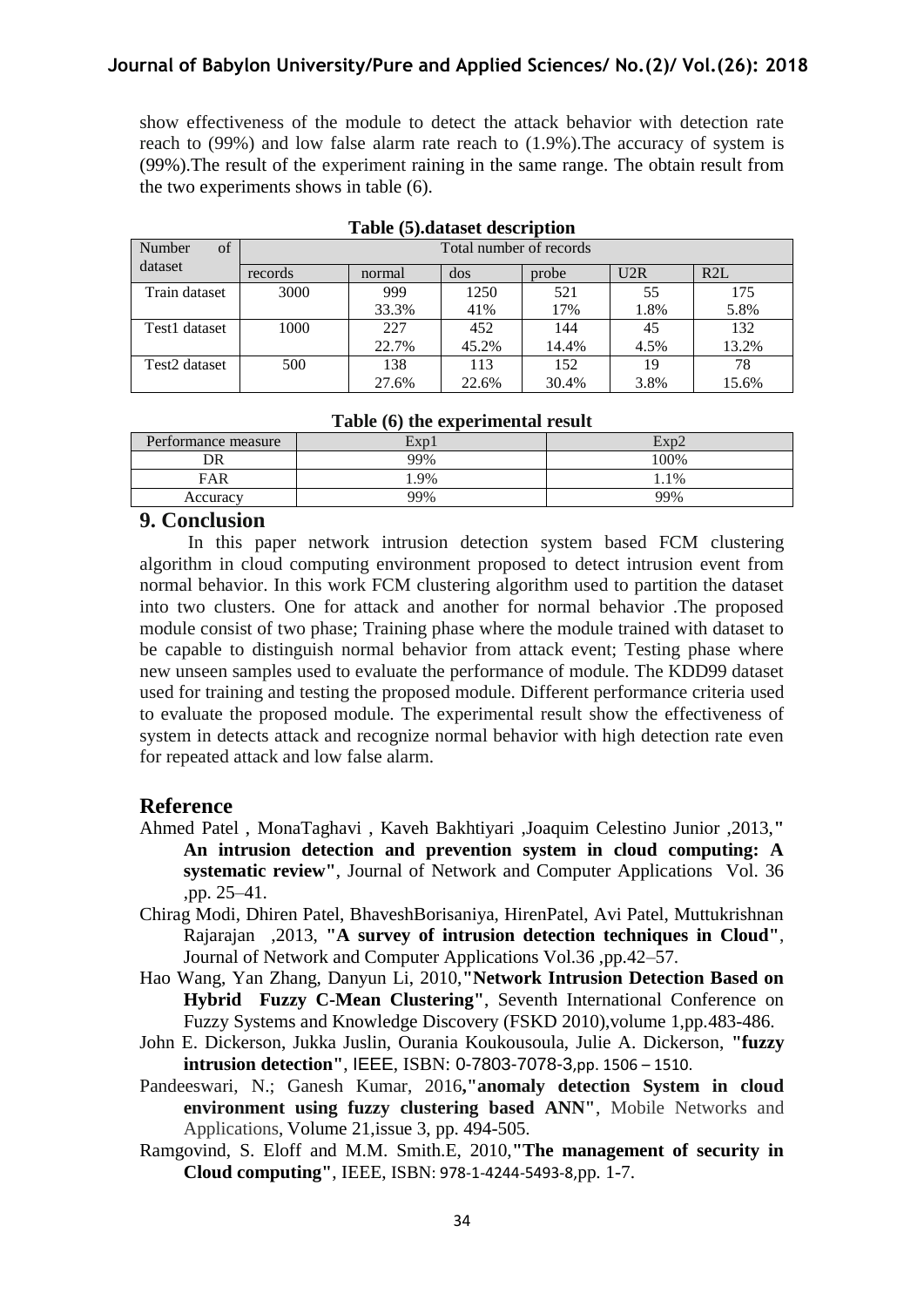show effectiveness of the module to detect the attack behavior with detection rate reach to (99%) and low false alarm rate reach to (1.9%).The accuracy of system is (99%).The result of the experiment raining in the same range. The obtain result from the two experiments shows in table (6).

**Table (5).dataset description**

| Number of dataset | Total number of records | | | | | |
|---|---|---|---|---|---|---|
| | records | normal | dos | probe | U2R | R2L |
| Train dataset | 3000 | 999<br>33.3% | 1250<br>41% | 521<br>17% | 55<br>1.8% | 175<br>5.8% |
| Test1 dataset | 1000 | 227<br>22.7% | 452<br>45.2% | 144<br>14.4% | 45<br>4.5% | 132<br>13.2% |
| Test2 dataset | 500 | 138<br>27.6% | 113<br>22.6% | 152<br>30.4% | 19<br>3.8% | 78<br>15.6% |

**Table (6) the experimental result**

| Performance measure | Exp1 | Exp2 |
|---|---|---|
| DR | 99% | 100% |
| FAR | 1.9% | 1.1% |
| Accuracy | 99% | 99% |

## 9. Conclusion

In this paper network intrusion detection system based FCM clustering algorithm in cloud computing environment proposed to detect intrusion event from normal behavior. In this work FCM clustering algorithm used to partition the dataset into two clusters. One for attack and another for normal behavior .The proposed module consist of two phase; Training phase where the module trained with dataset to be capable to distinguish normal behavior from attack event; Testing phase where new unseen samples used to evaluate the performance of module. The KDD99 dataset used for training and testing the proposed module. Different performance criteria used to evaluate the proposed module. The experimental result show the effectiveness of system in detects attack and recognize normal behavior with high detection rate even for repeated attack and low false alarm.

## Reference

Ahmed Patel , MonaTaghavi , Kaveh Bakhtiyari ,Joaquim Celestino Junior ,2013,**" An intrusion detection and prevention system in cloud computing: A systematic review"**, Journal of Network and Computer Applications Vol. 36 ,pp. 25–41.

Chirag Modi, Dhiren Patel, BhaveshBorisaniya, HirenPatel, Avi Patel, Muttukrishnan Rajarajan ,2013, **"A survey of intrusion detection techniques in Cloud"**, Journal of Network and Computer Applications Vol.36 ,pp.42–57.

Hao Wang, Yan Zhang, Danyun Li, 2010,**"Network Intrusion Detection Based on Hybrid Fuzzy C-Mean Clustering"**, Seventh International Conference on Fuzzy Systems and Knowledge Discovery (FSKD 2010),volume 1,pp.483-486.

John E. Dickerson, Jukka Juslin, Ourania Koukousoula, Julie A. Dickerson, **"fuzzy intrusion detection"**, IEEE, ISBN: 0-7803-7078-3,pp. 1506 – 1510.

Pandeeswari, N.; Ganesh Kumar, 2016**,"anomaly detection System in cloud environment using fuzzy clustering based ANN"**, Mobile Networks and Applications, Volume 21,issue 3, pp. 494-505.

Ramgovind, S. Eloff and M.M. Smith.E, 2010,**"The management of security in Cloud computing"**, IEEE, ISBN: 978-1-4244-5493-8,pp. 1-7.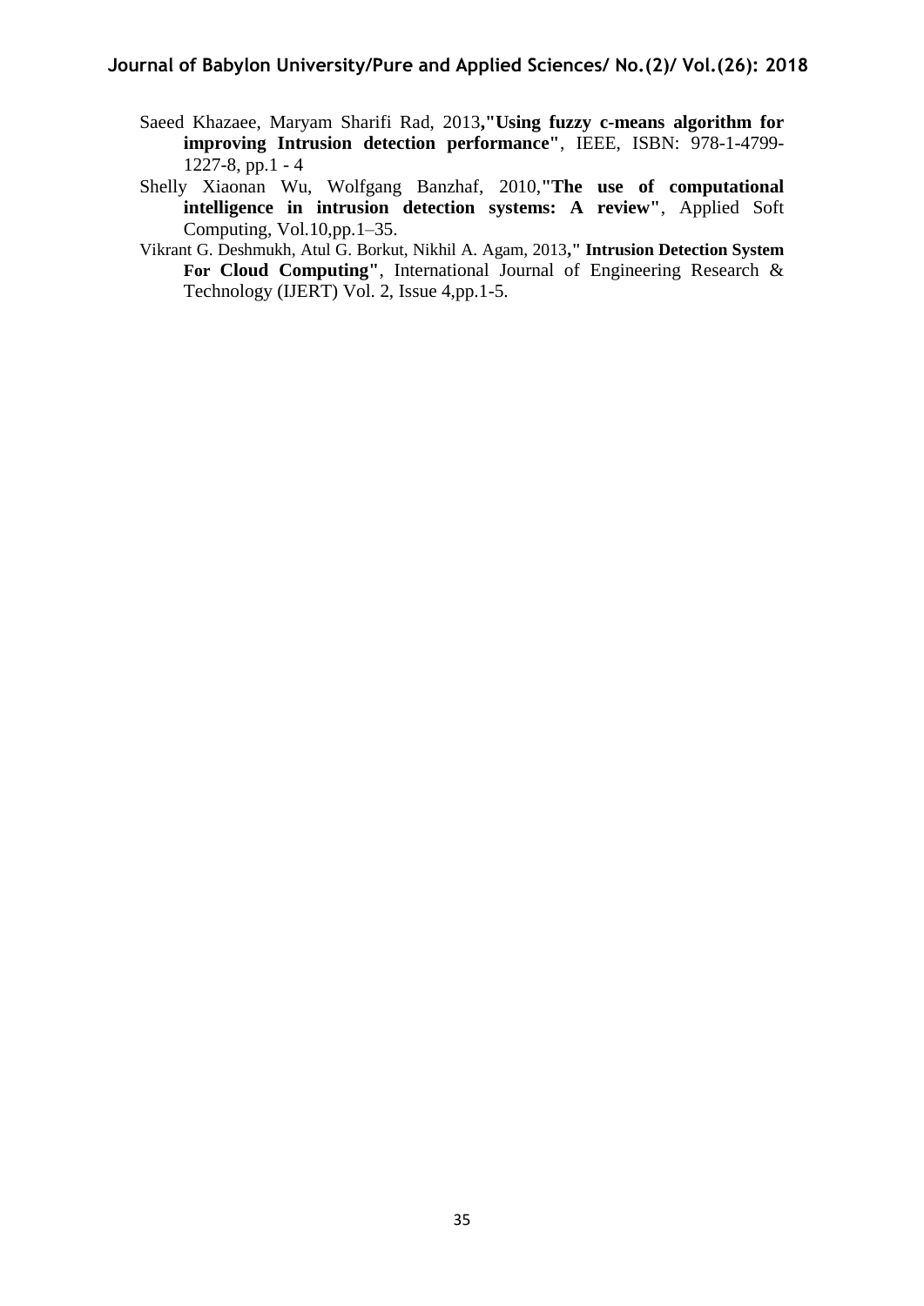Saeed Khazaee, Maryam Sharifi Rad, 2013,**"Using fuzzy c-means algorithm for improving Intrusion detection performance"**, IEEE, ISBN: 978-1-4799-1227-8, pp.1 - 4

Shelly Xiaonan Wu, Wolfgang Banzhaf, 2010,**"The use of computational intelligence in intrusion detection systems: A review"**, Applied Soft Computing, Vol.10,pp.1–35.

Vikrant G. Deshmukh, Atul G. Borkut, Nikhil A. Agam, 2013,**" Intrusion Detection System For Cloud Computing"**, International Journal of Engineering Research & Technology (IJERT) Vol. 2, Issue 4,pp.1-5.